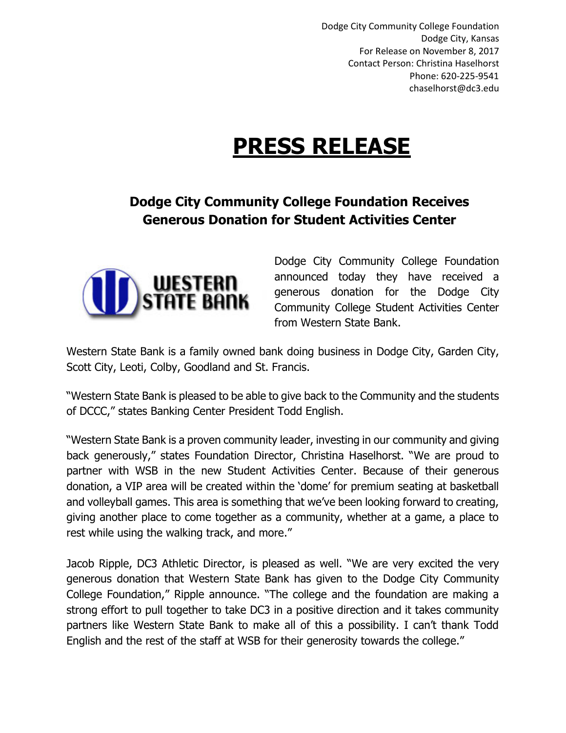Dodge City Community College Foundation
Dodge City, Kansas
For Release on November 8, 2017
Contact Person: Christina Haselhorst
Phone: 620-225-9541
chaselhorst@dc3.edu

# PRESS RELEASE

## Dodge City Community College Foundation Receives Generous Donation for Student Activities Center

Dodge City Community College Foundation announced today they have received a generous donation for the Dodge City Community College Student Activities Center from Western State Bank.

Western State Bank is a family owned bank doing business in Dodge City, Garden City, Scott City, Leoti, Colby, Goodland and St. Francis.

"Western State Bank is pleased to be able to give back to the Community and the students of DCCC," states Banking Center President Todd English.

"Western State Bank is a proven community leader, investing in our community and giving back generously," states Foundation Director, Christina Haselhorst. "We are proud to partner with WSB in the new Student Activities Center. Because of their generous donation, a VIP area will be created within the 'dome' for premium seating at basketball and volleyball games. This area is something that we've been looking forward to creating, giving another place to come together as a community, whether at a game, a place to rest while using the walking track, and more."

Jacob Ripple, DC3 Athletic Director, is pleased as well. "We are very excited the very generous donation that Western State Bank has given to the Dodge City Community College Foundation," Ripple announce. "The college and the foundation are making a strong effort to pull together to take DC3 in a positive direction and it takes community partners like Western State Bank to make all of this a possibility. I can't thank Todd English and the rest of the staff at WSB for their generosity towards the college."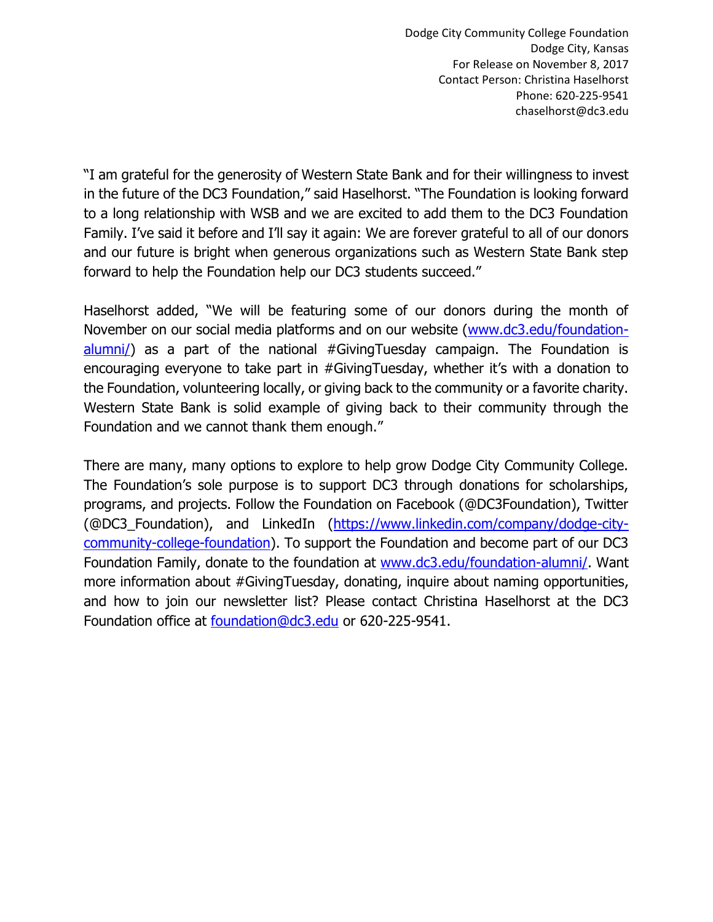Dodge City Community College Foundation
Dodge City, Kansas
For Release on November 8, 2017
Contact Person: Christina Haselhorst
Phone: 620-225-9541
chaselhorst@dc3.edu

"I am grateful for the generosity of Western State Bank and for their willingness to invest in the future of the DC3 Foundation," said Haselhorst. "The Foundation is looking forward to a long relationship with WSB and we are excited to add them to the DC3 Foundation Family. I've said it before and I'll say it again: We are forever grateful to all of our donors and our future is bright when generous organizations such as Western State Bank step forward to help the Foundation help our DC3 students succeed."

Haselhorst added, "We will be featuring some of our donors during the month of November on our social media platforms and on our website (www.dc3.edu/foundation-alumni/) as a part of the national #GivingTuesday campaign. The Foundation is encouraging everyone to take part in #GivingTuesday, whether it's with a donation to the Foundation, volunteering locally, or giving back to the community or a favorite charity. Western State Bank is solid example of giving back to their community through the Foundation and we cannot thank them enough."

There are many, many options to explore to help grow Dodge City Community College. The Foundation's sole purpose is to support DC3 through donations for scholarships, programs, and projects. Follow the Foundation on Facebook (@DC3Foundation), Twitter (@DC3_Foundation), and LinkedIn (https://www.linkedin.com/company/dodge-city-community-college-foundation). To support the Foundation and become part of our DC3 Foundation Family, donate to the foundation at www.dc3.edu/foundation-alumni/. Want more information about #GivingTuesday, donating, inquire about naming opportunities, and how to join our newsletter list? Please contact Christina Haselhorst at the DC3 Foundation office at foundation@dc3.edu or 620-225-9541.